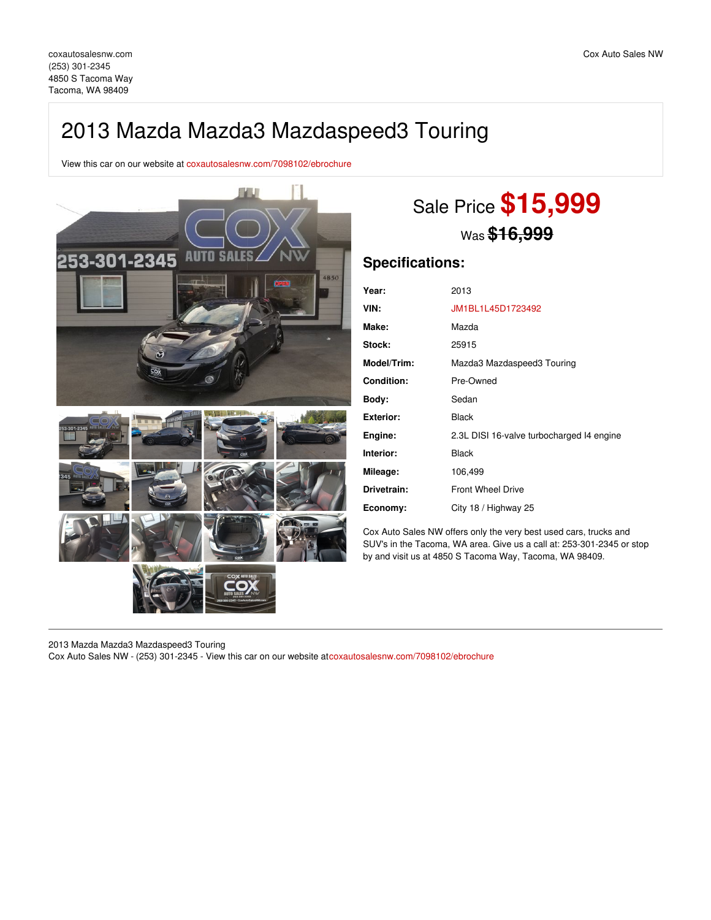coxautosalesnw.com
(253) 301-2345
4850 S Tacoma Way
Tacoma, WA 98409

Cox Auto Sales NW

# 2013 Mazda Mazda3 Mazdaspeed3 Touring

View this car on our website at coxautosalesnw.com/7098102/ebrochure

## Sale Price **$15,999**

Was ~~$16,999~~

## Specifications:

| | |
|---|---|
| **Year:** | 2013 |
| **VIN:** | JM1BL1L45D1723492 |
| **Make:** | Mazda |
| **Stock:** | 25915 |
| **Model/Trim:** | Mazda3 Mazdaspeed3 Touring |
| **Condition:** | Pre-Owned |
| **Body:** | Sedan |
| **Exterior:** | Black |
| **Engine:** | 2.3L DISI 16-valve turbocharged I4 engine |
| **Interior:** | Black |
| **Mileage:** | 106,499 |
| **Drivetrain:** | Front Wheel Drive |
| **Economy:** | City 18 / Highway 25 |

Cox Auto Sales NW offers only the very best used cars, trucks and SUV's in the Tacoma, WA area. Give us a call at: 253-301-2345 or stop by and visit us at 4850 S Tacoma Way, Tacoma, WA 98409.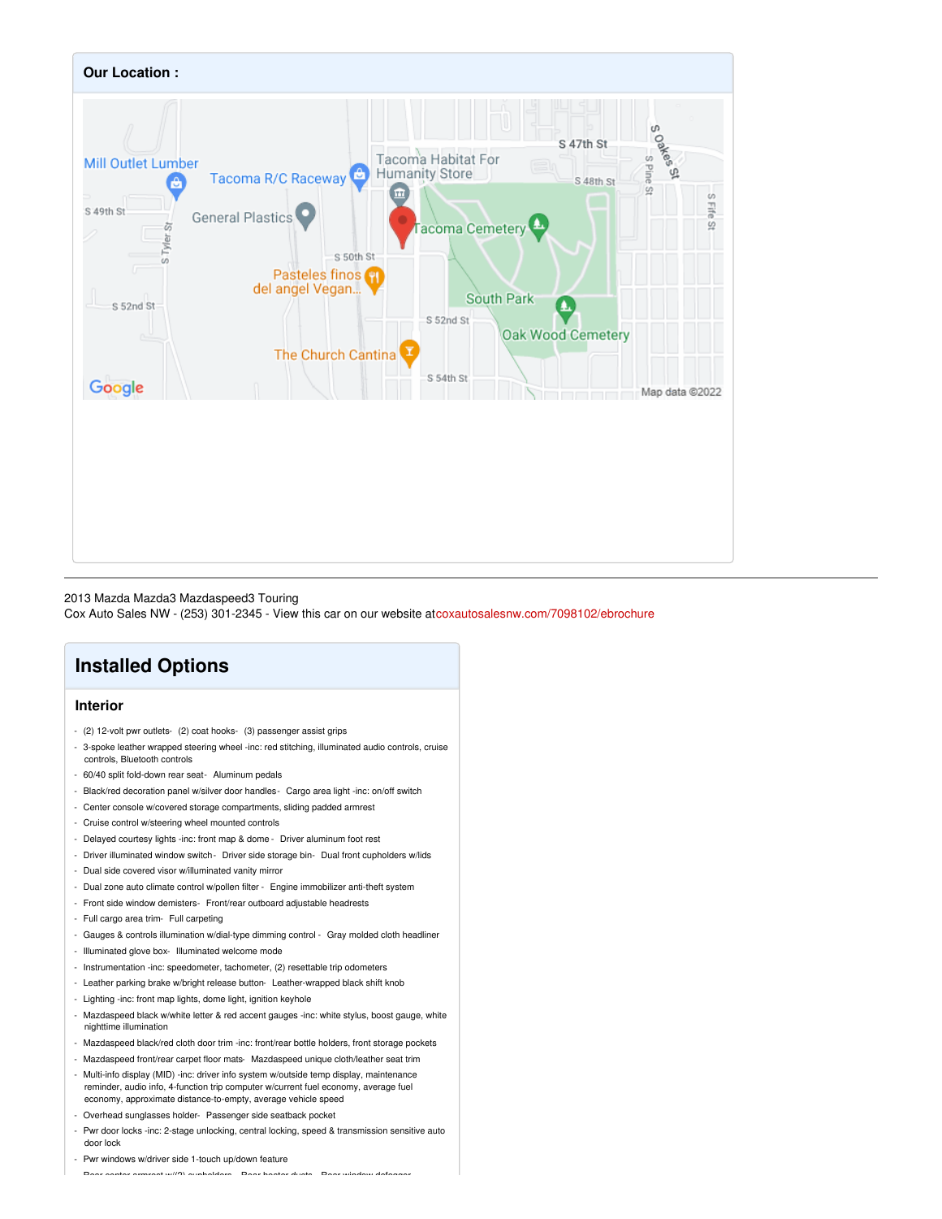**Our Location :**

2013 Mazda Mazda3 Mazdaspeed3 Touring
Cox Auto Sales NW - (253) 301-2345 - View this car on our website at coxautosalesnw.com/7098102/ebrochure

## Installed Options

### Interior

- (2) 12-volt pwr outlets- (2) coat hooks- (3) passenger assist grips
- 3-spoke leather wrapped steering wheel -inc: red stitching, illuminated audio controls, cruise controls, Bluetooth controls
- 60/40 split fold-down rear seat- Aluminum pedals
- Black/red decoration panel w/silver door handles- Cargo area light -inc: on/off switch
- Center console w/covered storage compartments, sliding padded armrest
- Cruise control w/steering wheel mounted controls
- Delayed courtesy lights -inc: front map & dome - Driver aluminum foot rest
- Driver illuminated window switch- Driver side storage bin- Dual front cupholders w/lids
- Dual side covered visor w/illuminated vanity mirror
- Dual zone auto climate control w/pollen filter - Engine immobilizer anti-theft system
- Front side window demisters- Front/rear outboard adjustable headrests
- Full cargo area trim- Full carpeting
- Gauges & controls illumination w/dial-type dimming control - Gray molded cloth headliner
- Illuminated glove box- Illuminated welcome mode
- Instrumentation -inc: speedometer, tachometer, (2) resettable trip odometers
- Leather parking brake w/bright release button- Leather-wrapped black shift knob
- Lighting -inc: front map lights, dome light, ignition keyhole
- Mazdaspeed black w/white letter & red accent gauges -inc: white stylus, boost gauge, white nighttime illumination
- Mazdaspeed black/red cloth door trim -inc: front/rear bottle holders, front storage pockets
- Mazdaspeed front/rear carpet floor mats- Mazdaspeed unique cloth/leather seat trim
- Multi-info display (MID) -inc: driver info system w/outside temp display, maintenance reminder, audio info, 4-function trip computer w/current fuel economy, average fuel economy, approximate distance-to-empty, average vehicle speed
- Overhead sunglasses holder- Passenger side seatback pocket
- Pwr door locks -inc: 2-stage unlocking, central locking, speed & transmission sensitive auto door lock
- Pwr windows w/driver side 1-touch up/down feature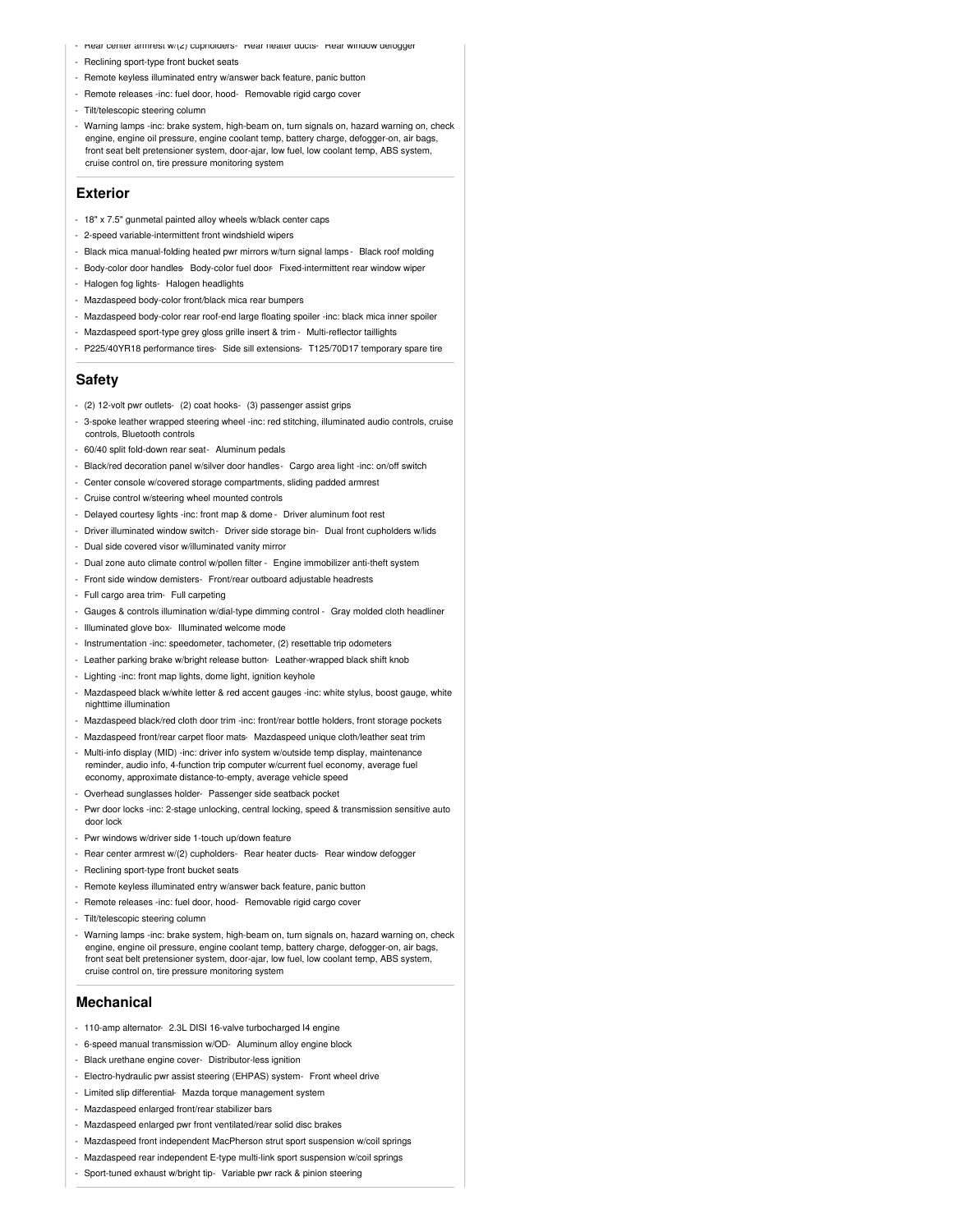- Rear center armrest w/(2) cupholders- Rear heater ducts- Rear window defogger
- Reclining sport-type front bucket seats
- Remote keyless illuminated entry w/answer back feature, panic button
- Remote releases -inc: fuel door, hood- Removable rigid cargo cover
- Tilt/telescopic steering column
- Warning lamps -inc: brake system, high-beam on, turn signals on, hazard warning on, check engine, engine oil pressure, engine coolant temp, battery charge, defogger-on, air bags, front seat belt pretensioner system, door-ajar, low fuel, low coolant temp, ABS system, cruise control on, tire pressure monitoring system

## Exterior

- 18" x 7.5" gunmetal painted alloy wheels w/black center caps
- 2-speed variable-intermittent front windshield wipers
- Black mica manual-folding heated pwr mirrors w/turn signal lamps - Black roof molding
- Body-color door handles- Body-color fuel door- Fixed-intermittent rear window wiper
- Halogen fog lights- Halogen headlights
- Mazdaspeed body-color front/black mica rear bumpers
- Mazdaspeed body-color rear roof-end large floating spoiler -inc: black mica inner spoiler
- Mazdaspeed sport-type grey gloss grille insert & trim - Multi-reflector taillights
- P225/40YR18 performance tires- Side sill extensions- T125/70D17 temporary spare tire

## Safety

- (2) 12-volt pwr outlets- (2) coat hooks- (3) passenger assist grips
- 3-spoke leather wrapped steering wheel -inc: red stitching, illuminated audio controls, cruise controls, Bluetooth controls
- 60/40 split fold-down rear seat - Aluminum pedals
- Black/red decoration panel w/silver door handles - Cargo area light -inc: on/off switch
- Center console w/covered storage compartments, sliding padded armrest
- Cruise control w/steering wheel mounted controls
- Delayed courtesy lights -inc: front map & dome - Driver aluminum foot rest
- Driver illuminated window switch - Driver side storage bin- Dual front cupholders w/lids
- Dual side covered visor w/illuminated vanity mirror
- Dual zone auto climate control w/pollen filter - Engine immobilizer anti-theft system
- Front side window demisters- Front/rear outboard adjustable headrests
- Full cargo area trim- Full carpeting
- Gauges & controls illumination w/dial-type dimming control - Gray molded cloth headliner
- Illuminated glove box- Illuminated welcome mode
- Instrumentation -inc: speedometer, tachometer, (2) resettable trip odometers
- Leather parking brake w/bright release button- Leather-wrapped black shift knob
- Lighting -inc: front map lights, dome light, ignition keyhole
- Mazdaspeed black w/white letter & red accent gauges -inc: white stylus, boost gauge, white nighttime illumination
- Mazdaspeed black/red cloth door trim -inc: front/rear bottle holders, front storage pockets
- Mazdaspeed front/rear carpet floor mats- Mazdaspeed unique cloth/leather seat trim
- Multi-info display (MID) -inc: driver info system w/outside temp display, maintenance reminder, audio info, 4-function trip computer w/current fuel economy, average fuel economy, approximate distance-to-empty, average vehicle speed
- Overhead sunglasses holder- Passenger side seatback pocket
- Pwr door locks -inc: 2-stage unlocking, central locking, speed & transmission sensitive auto door lock
- Pwr windows w/driver side 1-touch up/down feature
- Rear center armrest w/(2) cupholders- Rear heater ducts- Rear window defogger
- Reclining sport-type front bucket seats
- Remote keyless illuminated entry w/answer back feature, panic button
- Remote releases -inc: fuel door, hood- Removable rigid cargo cover
- Tilt/telescopic steering column
- Warning lamps -inc: brake system, high-beam on, turn signals on, hazard warning on, check engine, engine oil pressure, engine coolant temp, battery charge, defogger-on, air bags, front seat belt pretensioner system, door-ajar, low fuel, low coolant temp, ABS system, cruise control on, tire pressure monitoring system

## Mechanical

- 110-amp alternator- 2.3L DISI 16-valve turbocharged I4 engine
- 6-speed manual transmission w/OD- Aluminum alloy engine block
- Black urethane engine cover- Distributor-less ignition
- Electro-hydraulic pwr assist steering (EHPAS) system- Front wheel drive
- Limited slip differential- Mazda torque management system
- Mazdaspeed enlarged front/rear stabilizer bars
- Mazdaspeed enlarged pwr front ventilated/rear solid disc brakes
- Mazdaspeed front independent MacPherson strut sport suspension w/coil springs
- Mazdaspeed rear independent E-type multi-link sport suspension w/coil springs
- Sport-tuned exhaust w/bright tip- Variable pwr rack & pinion steering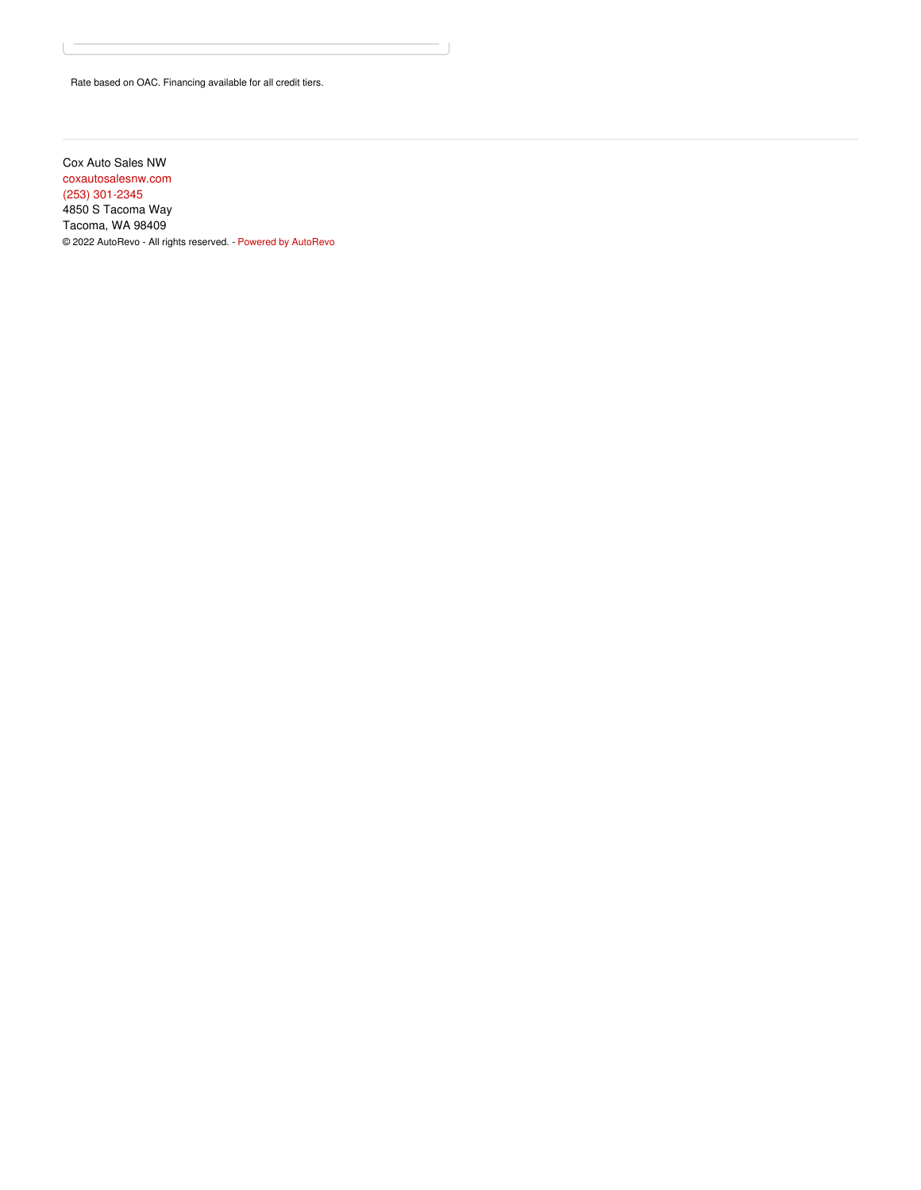Rate based on OAC. Financing available for all credit tiers.

---

Cox Auto Sales NW
coxautosalesnw.com
(253) 301-2345
4850 S Tacoma Way
Tacoma, WA 98409
© 2022 AutoRevo - All rights reserved. - Powered by AutoRevo